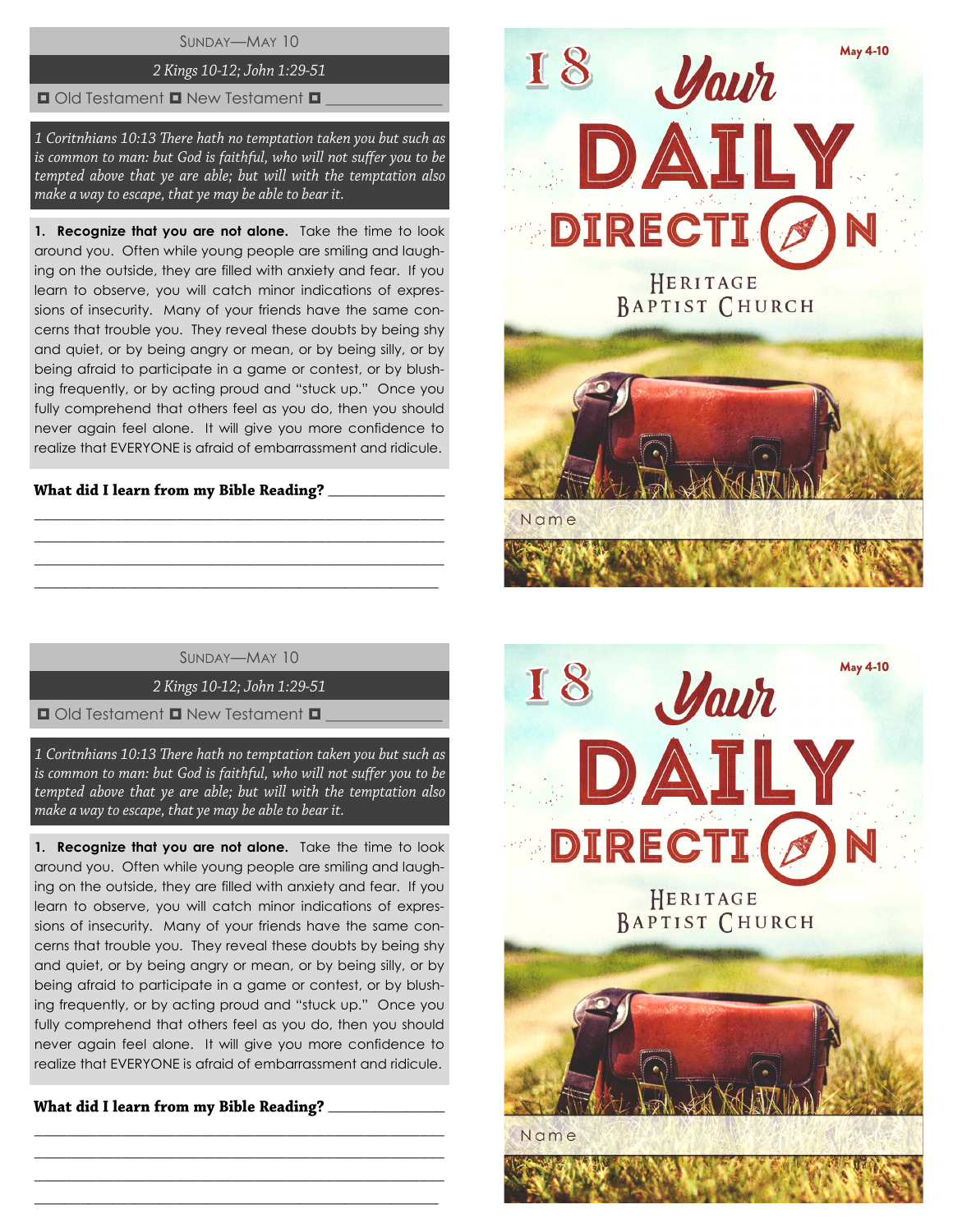SUNDAY—MAY 10

*2 Kings 10-12; John 1:29-51*

◘ Old Testament ◘ New Testament ◘ _______________

*1 Coritnhians 10:13 There hath no temptation taken you but such as is common to man: but God is faithful, who will not suffer you to be tempted above that ye are able; but will with the temptation also make a way to escape, that ye may be able to bear it.*

**1. Recognize that you are not alone.** Take the time to look around you. Often while young people are smiling and laughing on the outside, they are filled with anxiety and fear. If you learn to observe, you will catch minor indications of expressions of insecurity. Many of your friends have the same concerns that trouble you. They reveal these doubts by being shy and quiet, or by being angry or mean, or by being silly, or by being afraid to participate in a game or contest, or by blushing frequently, or by acting proud and "stuck up." Once you fully comprehend that others feel as you do, then you should never again feel alone. It will give you more confidence to realize that EVERYONE is afraid of embarrassment and ridicule.

**What did I learn from my Bible Reading?** _______________

_______________________________________________

_______________________________________________

_______________________________________________

_______________________________________________

18 May 4-10

# Your DAILY DIRECTION

HERITAGE BAPTIST CHURCH

Name

SUNDAY—MAY 10

*2 Kings 10-12; John 1:29-51*

◘ Old Testament ◘ New Testament ◘ _______________

*1 Coritnhians 10:13 There hath no temptation taken you but such as is common to man: but God is faithful, who will not suffer you to be tempted above that ye are able; but will with the temptation also make a way to escape, that ye may be able to bear it.*

**1. Recognize that you are not alone.** Take the time to look around you. Often while young people are smiling and laughing on the outside, they are filled with anxiety and fear. If you learn to observe, you will catch minor indications of expressions of insecurity. Many of your friends have the same concerns that trouble you. They reveal these doubts by being shy and quiet, or by being angry or mean, or by being silly, or by being afraid to participate in a game or contest, or by blushing frequently, or by acting proud and "stuck up." Once you fully comprehend that others feel as you do, then you should never again feel alone. It will give you more confidence to realize that EVERYONE is afraid of embarrassment and ridicule.

**What did I learn from my Bible Reading?** _______________

_______________________________________________

_______________________________________________

_______________________________________________

_______________________________________________

18 May 4-10

# Your DAILY DIRECTION

HERITAGE BAPTIST CHURCH

Name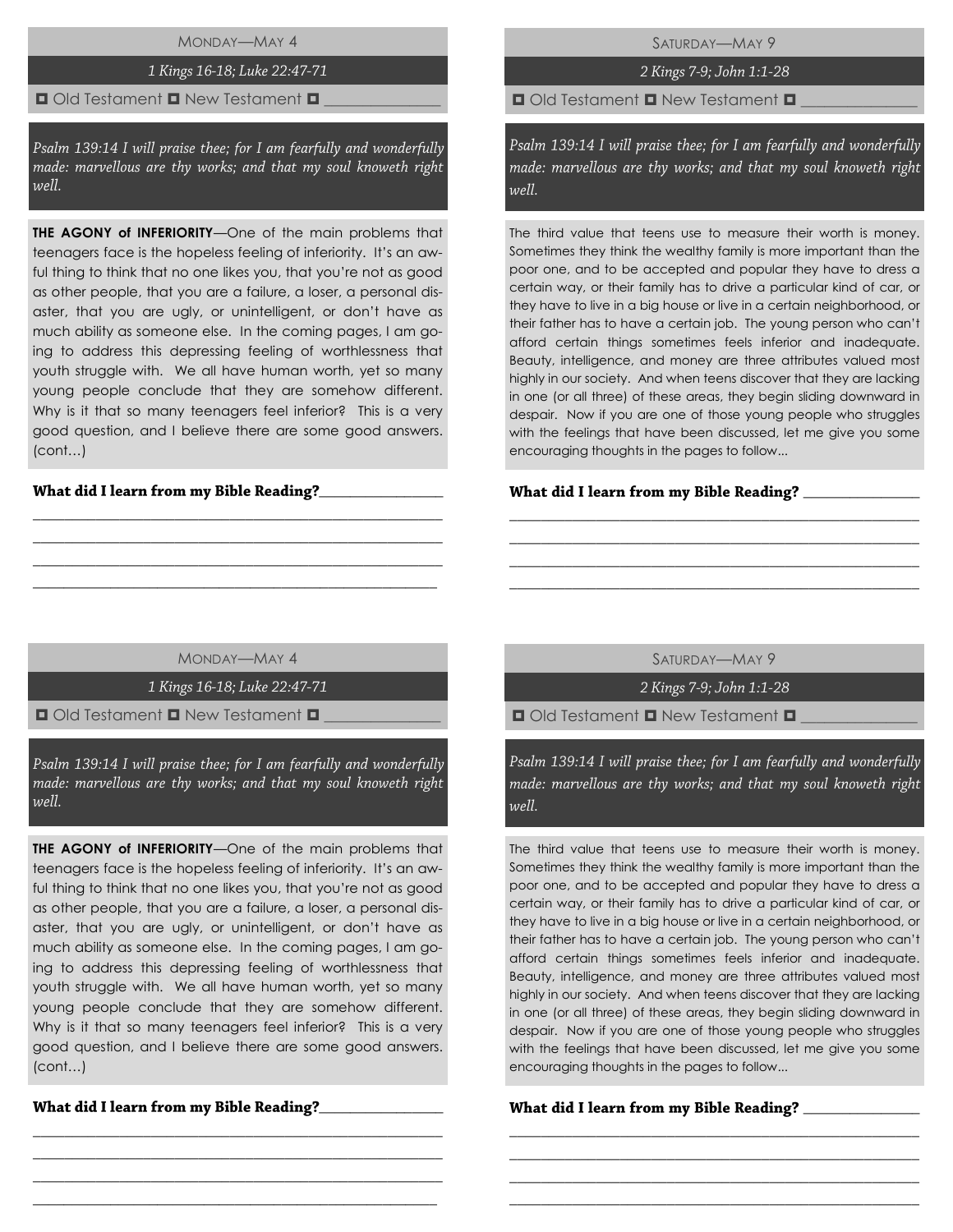MONDAY—MAY 4

*1 Kings 16-18; Luke 22:47-71*

◘ Old Testament ◘ New Testament ◘ _______________

*Psalm 139:14 I will praise thee; for I am fearfully and wonderfully made: marvellous are thy works; and that my soul knoweth right well.*

**THE AGONY of INFERIORITY**—One of the main problems that teenagers face is the hopeless feeling of inferiority. It's an awful thing to think that no one likes you, that you're not as good as other people, that you are a failure, a loser, a personal disaster, that you are ugly, or unintelligent, or don't have as much ability as someone else. In the coming pages, I am going to address this depressing feeling of worthlessness that youth struggle with. We all have human worth, yet so many young people conclude that they are somehow different. Why is it that so many teenagers feel inferior? This is a very good question, and I believe there are some good answers. (cont…)

**What did I learn from my Bible Reading?**_________________

_______________________________________________________

_______________________________________________________

_______________________________________________________

_______________________________________________________

SATURDAY—MAY 9

*2 Kings 7-9; John 1:1-28*

◘ Old Testament ◘ New Testament ◘ _______________

*Psalm 139:14 I will praise thee; for I am fearfully and wonderfully made: marvellous are thy works; and that my soul knoweth right well.*

The third value that teens use to measure their worth is money. Sometimes they think the wealthy family is more important than the poor one, and to be accepted and popular they have to dress a certain way, or their family has to drive a particular kind of car, or they have to live in a big house or live in a certain neighborhood, or their father has to have a certain job. The young person who can't afford certain things sometimes feels inferior and inadequate. Beauty, intelligence, and money are three attributes valued most highly in our society. And when teens discover that they are lacking in one (or all three) of these areas, they begin sliding downward in despair. Now if you are one of those young people who struggles with the feelings that have been discussed, let me give you some encouraging thoughts in the pages to follow...

**What did I learn from my Bible Reading?** _________________

_______________________________________________________

_______________________________________________________

_______________________________________________________

_______________________________________________________

MONDAY—MAY 4

*1 Kings 16-18; Luke 22:47-71*

◘ Old Testament ◘ New Testament ◘ _______________

*Psalm 139:14 I will praise thee; for I am fearfully and wonderfully made: marvellous are thy works; and that my soul knoweth right well.*

**THE AGONY of INFERIORITY**—One of the main problems that teenagers face is the hopeless feeling of inferiority. It's an awful thing to think that no one likes you, that you're not as good as other people, that you are a failure, a loser, a personal disaster, that you are ugly, or unintelligent, or don't have as much ability as someone else. In the coming pages, I am going to address this depressing feeling of worthlessness that youth struggle with. We all have human worth, yet so many young people conclude that they are somehow different. Why is it that so many teenagers feel inferior? This is a very good question, and I believe there are some good answers. (cont…)

**What did I learn from my Bible Reading?**_________________

_______________________________________________________

_______________________________________________________

_______________________________________________________

_______________________________________________________

SATURDAY—MAY 9

*2 Kings 7-9; John 1:1-28*

◘ Old Testament ◘ New Testament ◘ _______________

*Psalm 139:14 I will praise thee; for I am fearfully and wonderfully made: marvellous are thy works; and that my soul knoweth right well.*

The third value that teens use to measure their worth is money. Sometimes they think the wealthy family is more important than the poor one, and to be accepted and popular they have to dress a certain way, or their family has to drive a particular kind of car, or they have to live in a big house or live in a certain neighborhood, or their father has to have a certain job. The young person who can't afford certain things sometimes feels inferior and inadequate. Beauty, intelligence, and money are three attributes valued most highly in our society. And when teens discover that they are lacking in one (or all three) of these areas, they begin sliding downward in despair. Now if you are one of those young people who struggles with the feelings that have been discussed, let me give you some encouraging thoughts in the pages to follow...

**What did I learn from my Bible Reading?** _________________

_______________________________________________________

_______________________________________________________

_______________________________________________________

_______________________________________________________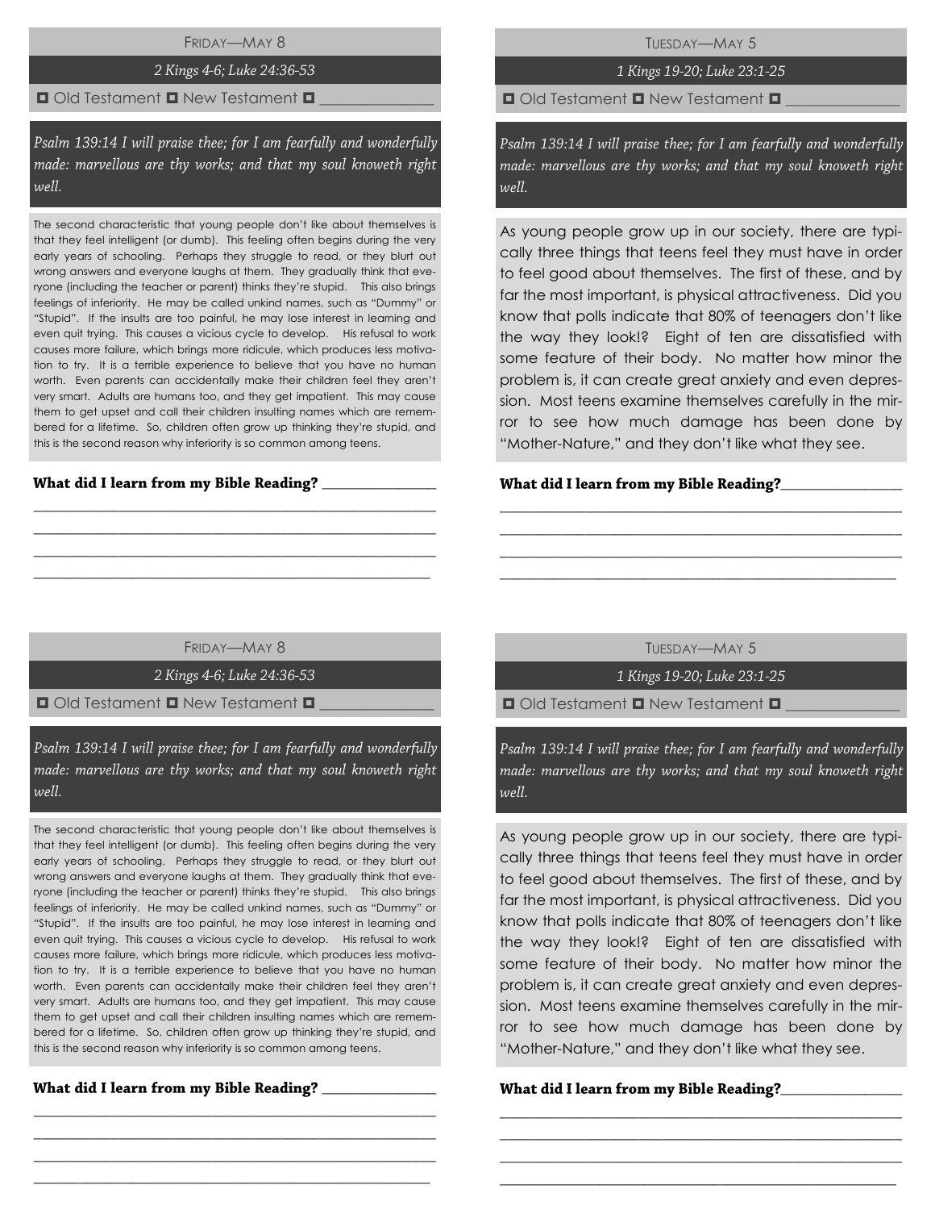## Friday—May 8

*2 Kings 4-6; Luke 24:36-53*

◘ Old Testament ◘ New Testament ◘ _______________

*Psalm 139:14 I will praise thee; for I am fearfully and wonderfully made: marvellous are thy works; and that my soul knoweth right well.*

The second characteristic that young people don't like about themselves is that they feel intelligent (or dumb). This feeling often begins during the very early years of schooling. Perhaps they struggle to read, or they blurt out wrong answers and everyone laughs at them. They gradually think that everyone (including the teacher or parent) thinks they're stupid. This also brings feelings of inferiority. He may be called unkind names, such as "Dummy" or "Stupid". If the insults are too painful, he may lose interest in learning and even quit trying. This causes a vicious cycle to develop. His refusal to work causes more failure, which brings more ridicule, which produces less motivation to try. It is a terrible experience to believe that you have no human worth. Even parents can accidentally make their children feel they aren't very smart. Adults are humans too, and they get impatient. This may cause them to get upset and call their children insulting names which are remembered for a lifetime. So, children often grow up thinking they're stupid, and this is the second reason why inferiority is so common among teens.

**What did I learn from my Bible Reading?** _______________

_______________________________________________

_______________________________________________

_______________________________________________

_______________________________________________

## Tuesday—May 5

*1 Kings 19-20; Luke 23:1-25*

◘ Old Testament ◘ New Testament ◘ _______________

*Psalm 139:14 I will praise thee; for I am fearfully and wonderfully made: marvellous are thy works; and that my soul knoweth right well.*

As young people grow up in our society, there are typically three things that teens feel they must have in order to feel good about themselves. The first of these, and by far the most important, is physical attractiveness. Did you know that polls indicate that 80% of teenagers don't like the way they look!? Eight of ten are dissatisfied with some feature of their body. No matter how minor the problem is, it can create great anxiety and even depression. Most teens examine themselves carefully in the mirror to see how much damage has been done by "Mother-Nature," and they don't like what they see.

**What did I learn from my Bible Reading?**_______________

_______________________________________________

_______________________________________________

_______________________________________________

_______________________________________________

## Friday—May 8

*2 Kings 4-6; Luke 24:36-53*

◘ Old Testament ◘ New Testament ◘ _______________

*Psalm 139:14 I will praise thee; for I am fearfully and wonderfully made: marvellous are thy works; and that my soul knoweth right well.*

The second characteristic that young people don't like about themselves is that they feel intelligent (or dumb). This feeling often begins during the very early years of schooling. Perhaps they struggle to read, or they blurt out wrong answers and everyone laughs at them. They gradually think that everyone (including the teacher or parent) thinks they're stupid. This also brings feelings of inferiority. He may be called unkind names, such as "Dummy" or "Stupid". If the insults are too painful, he may lose interest in learning and even quit trying. This causes a vicious cycle to develop. His refusal to work causes more failure, which brings more ridicule, which produces less motivation to try. It is a terrible experience to believe that you have no human worth. Even parents can accidentally make their children feel they aren't very smart. Adults are humans too, and they get impatient. This may cause them to get upset and call their children insulting names which are remembered for a lifetime. So, children often grow up thinking they're stupid, and this is the second reason why inferiority is so common among teens.

**What did I learn from my Bible Reading?** _______________

_______________________________________________

_______________________________________________

_______________________________________________

_______________________________________________

## Tuesday—May 5

*1 Kings 19-20; Luke 23:1-25*

◘ Old Testament ◘ New Testament ◘ _______________

*Psalm 139:14 I will praise thee; for I am fearfully and wonderfully made: marvellous are thy works; and that my soul knoweth right well.*

As young people grow up in our society, there are typically three things that teens feel they must have in order to feel good about themselves. The first of these, and by far the most important, is physical attractiveness. Did you know that polls indicate that 80% of teenagers don't like the way they look!? Eight of ten are dissatisfied with some feature of their body. No matter how minor the problem is, it can create great anxiety and even depression. Most teens examine themselves carefully in the mirror to see how much damage has been done by "Mother-Nature," and they don't like what they see.

**What did I learn from my Bible Reading?**_______________

_______________________________________________

_______________________________________________

_______________________________________________

_______________________________________________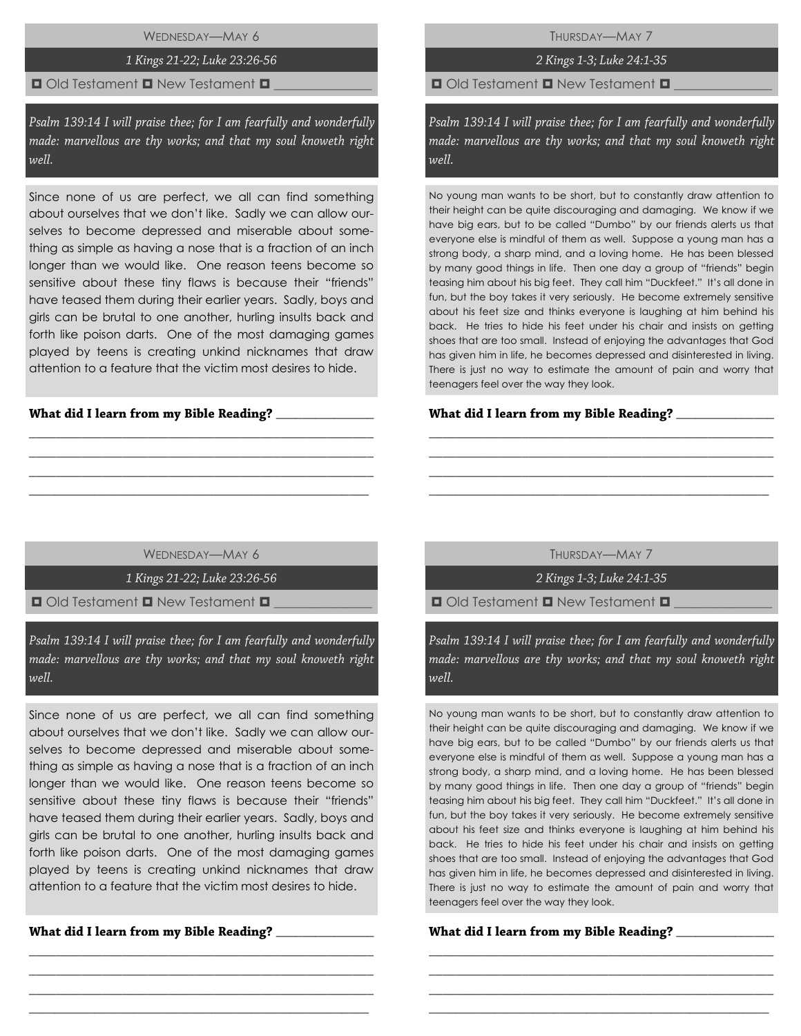## Wednesday—May 6

*1 Kings 21-22; Luke 23:26-56*

◘ Old Testament ◘ New Testament ◘ _______________

*Psalm 139:14 I will praise thee; for I am fearfully and wonderfully made: marvellous are thy works; and that my soul knoweth right well.*

Since none of us are perfect, we all can find something about ourselves that we don't like. Sadly we can allow ourselves to become depressed and miserable about something as simple as having a nose that is a fraction of an inch longer than we would like. One reason teens become so sensitive about these tiny flaws is because their "friends" have teased them during their earlier years. Sadly, boys and girls can be brutal to one another, hurling insults back and forth like poison darts. One of the most damaging games played by teens is creating unkind nicknames that draw attention to a feature that the victim most desires to hide.

**What did I learn from my Bible Reading?** _______________

_______________________________________________

_______________________________________________

_______________________________________________

_______________________________________________

## Thursday—May 7

*2 Kings 1-3; Luke 24:1-35*

◘ Old Testament ◘ New Testament ◘ _______________

*Psalm 139:14 I will praise thee; for I am fearfully and wonderfully made: marvellous are thy works; and that my soul knoweth right well.*

No young man wants to be short, but to constantly draw attention to their height can be quite discouraging and damaging. We know if we have big ears, but to be called "Dumbo" by our friends alerts us that everyone else is mindful of them as well. Suppose a young man has a strong body, a sharp mind, and a loving home. He has been blessed by many good things in life. Then one day a group of "friends" begin teasing him about his big feet. They call him "Duckfeet." It's all done in fun, but the boy takes it very seriously. He become extremely sensitive about his feet size and thinks everyone is laughing at him behind his back. He tries to hide his feet under his chair and insists on getting shoes that are too small. Instead of enjoying the advantages that God has given him in life, he becomes depressed and disinterested in living. There is just no way to estimate the amount of pain and worry that teenagers feel over the way they look.

**What did I learn from my Bible Reading?** _______________

_______________________________________________

_______________________________________________

_______________________________________________

_______________________________________________

## Wednesday—May 6

*1 Kings 21-22; Luke 23:26-56*

◘ Old Testament ◘ New Testament ◘ _______________

*Psalm 139:14 I will praise thee; for I am fearfully and wonderfully made: marvellous are thy works; and that my soul knoweth right well.*

Since none of us are perfect, we all can find something about ourselves that we don't like. Sadly we can allow ourselves to become depressed and miserable about something as simple as having a nose that is a fraction of an inch longer than we would like. One reason teens become so sensitive about these tiny flaws is because their "friends" have teased them during their earlier years. Sadly, boys and girls can be brutal to one another, hurling insults back and forth like poison darts. One of the most damaging games played by teens is creating unkind nicknames that draw attention to a feature that the victim most desires to hide.

**What did I learn from my Bible Reading?** _______________

_______________________________________________

_______________________________________________

_______________________________________________

_______________________________________________

## Thursday—May 7

*2 Kings 1-3; Luke 24:1-35*

◘ Old Testament ◘ New Testament ◘ _______________

*Psalm 139:14 I will praise thee; for I am fearfully and wonderfully made: marvellous are thy works; and that my soul knoweth right well.*

No young man wants to be short, but to constantly draw attention to their height can be quite discouraging and damaging. We know if we have big ears, but to be called "Dumbo" by our friends alerts us that everyone else is mindful of them as well. Suppose a young man has a strong body, a sharp mind, and a loving home. He has been blessed by many good things in life. Then one day a group of "friends" begin teasing him about his big feet. They call him "Duckfeet." It's all done in fun, but the boy takes it very seriously. He become extremely sensitive about his feet size and thinks everyone is laughing at him behind his back. He tries to hide his feet under his chair and insists on getting shoes that are too small. Instead of enjoying the advantages that God has given him in life, he becomes depressed and disinterested in living. There is just no way to estimate the amount of pain and worry that teenagers feel over the way they look.

**What did I learn from my Bible Reading?** _______________

_______________________________________________

_______________________________________________

_______________________________________________

_______________________________________________